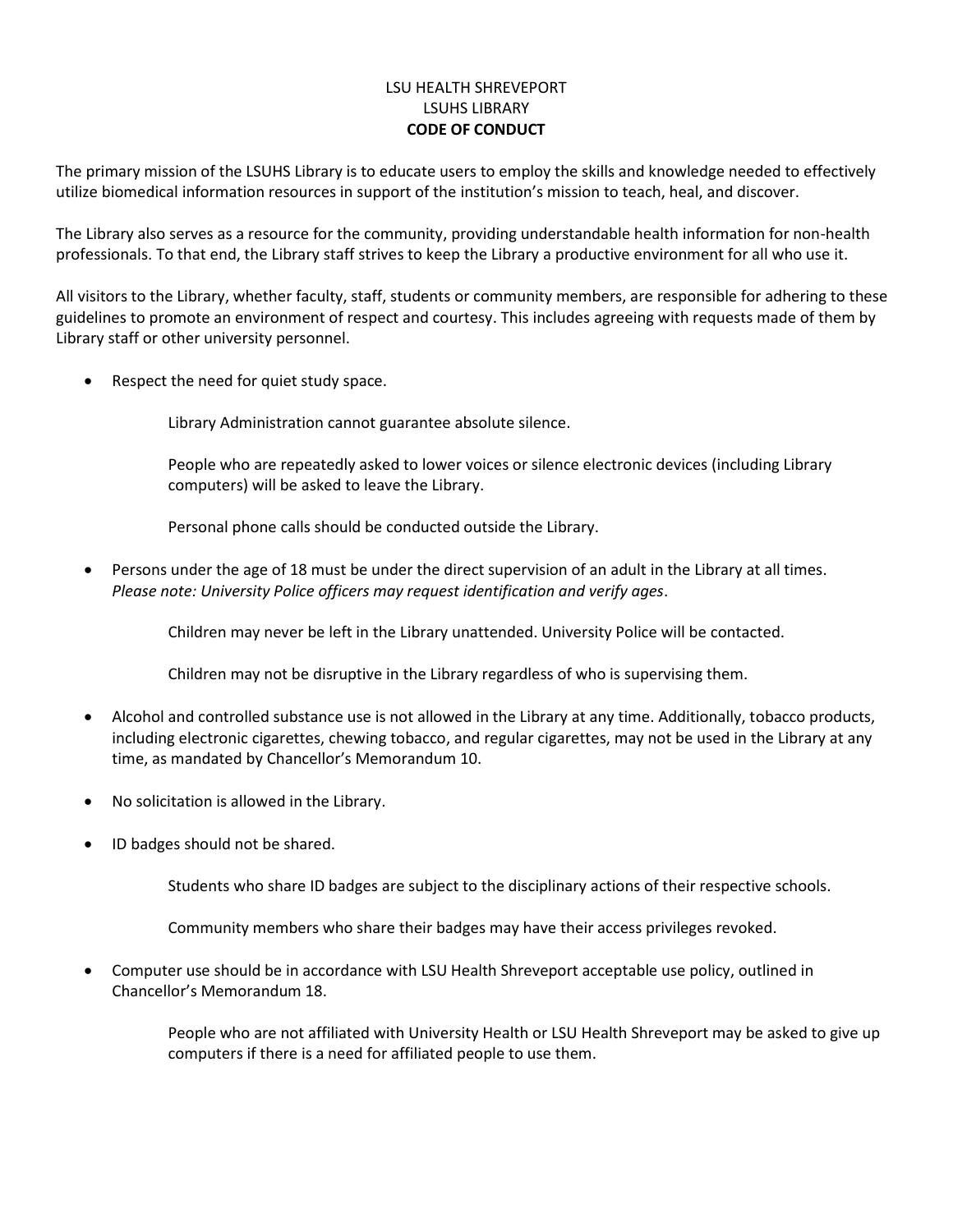LSU HEALTH SHREVEPORT
LSUHS LIBRARY
**CODE OF CONDUCT**

The primary mission of the LSUHS Library is to educate users to employ the skills and knowledge needed to effectively utilize biomedical information resources in support of the institution's mission to teach, heal, and discover.

The Library also serves as a resource for the community, providing understandable health information for non-health professionals. To that end, the Library staff strives to keep the Library a productive environment for all who use it.

All visitors to the Library, whether faculty, staff, students or community members, are responsible for adhering to these guidelines to promote an environment of respect and courtesy. This includes agreeing with requests made of them by Library staff or other university personnel.

- Respect the need for quiet study space.

  Library Administration cannot guarantee absolute silence.

  People who are repeatedly asked to lower voices or silence electronic devices (including Library computers) will be asked to leave the Library.

  Personal phone calls should be conducted outside the Library.

- Persons under the age of 18 must be under the direct supervision of an adult in the Library at all times. *Please note: University Police officers may request identification and verify ages*.

  Children may never be left in the Library unattended. University Police will be contacted.

  Children may not be disruptive in the Library regardless of who is supervising them.

- Alcohol and controlled substance use is not allowed in the Library at any time. Additionally, tobacco products, including electronic cigarettes, chewing tobacco, and regular cigarettes, may not be used in the Library at any time, as mandated by Chancellor's Memorandum 10.

- No solicitation is allowed in the Library.

- ID badges should not be shared.

  Students who share ID badges are subject to the disciplinary actions of their respective schools.

  Community members who share their badges may have their access privileges revoked.

- Computer use should be in accordance with LSU Health Shreveport acceptable use policy, outlined in Chancellor's Memorandum 18.

  People who are not affiliated with University Health or LSU Health Shreveport may be asked to give up computers if there is a need for affiliated people to use them.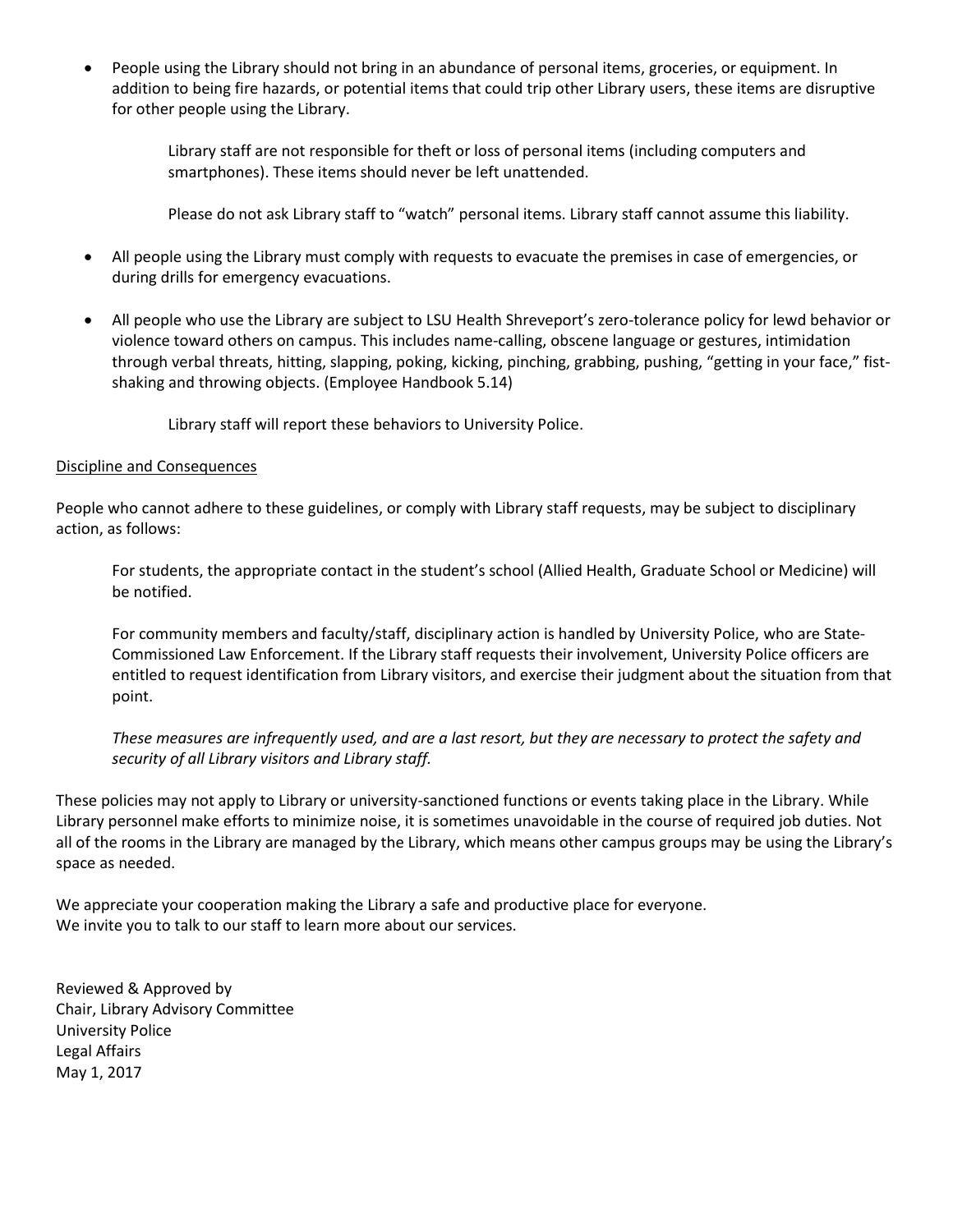- People using the Library should not bring in an abundance of personal items, groceries, or equipment. In addition to being fire hazards, or potential items that could trip other Library users, these items are disruptive for other people using the Library.

  Library staff are not responsible for theft or loss of personal items (including computers and smartphones). These items should never be left unattended.

  Please do not ask Library staff to "watch" personal items. Library staff cannot assume this liability.

- All people using the Library must comply with requests to evacuate the premises in case of emergencies, or during drills for emergency evacuations.

- All people who use the Library are subject to LSU Health Shreveport's zero-tolerance policy for lewd behavior or violence toward others on campus. This includes name-calling, obscene language or gestures, intimidation through verbal threats, hitting, slapping, poking, kicking, pinching, grabbing, pushing, "getting in your face," fist-shaking and throwing objects. (Employee Handbook 5.14)

  Library staff will report these behaviors to University Police.

<u>Discipline and Consequences</u>

People who cannot adhere to these guidelines, or comply with Library staff requests, may be subject to disciplinary action, as follows:

For students, the appropriate contact in the student's school (Allied Health, Graduate School or Medicine) will be notified.

For community members and faculty/staff, disciplinary action is handled by University Police, who are State-Commissioned Law Enforcement. If the Library staff requests their involvement, University Police officers are entitled to request identification from Library visitors, and exercise their judgment about the situation from that point.

*These measures are infrequently used, and are a last resort, but they are necessary to protect the safety and security of all Library visitors and Library staff.*

These policies may not apply to Library or university-sanctioned functions or events taking place in the Library. While Library personnel make efforts to minimize noise, it is sometimes unavoidable in the course of required job duties. Not all of the rooms in the Library are managed by the Library, which means other campus groups may be using the Library's space as needed.

We appreciate your cooperation making the Library a safe and productive place for everyone.
We invite you to talk to our staff to learn more about our services.

Reviewed & Approved by
Chair, Library Advisory Committee
University Police
Legal Affairs
May 1, 2017